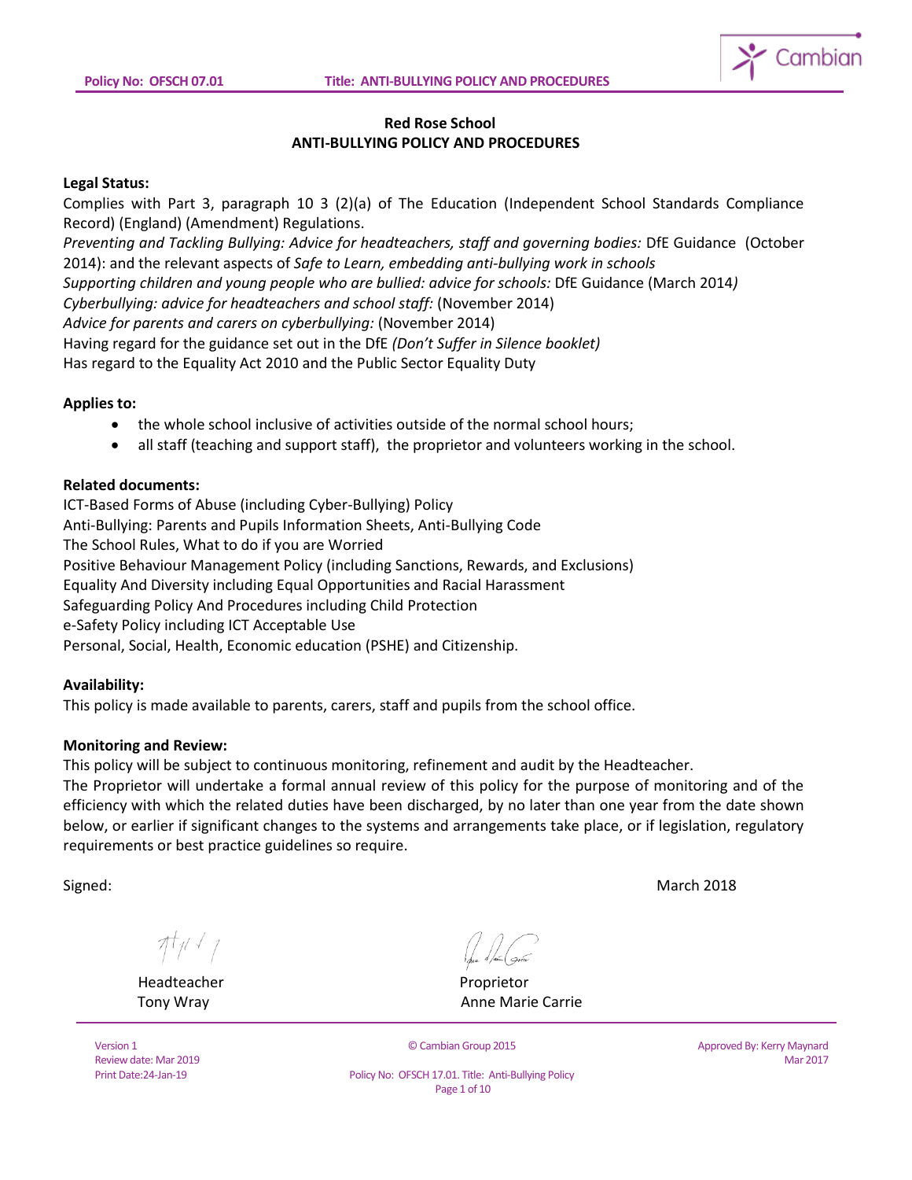# Red Rose School
## ANTI-BULLYING POLICY AND PROCEDURES

**Legal Status:**

Complies with Part 3, paragraph 10 3 (2)(a) of The Education (Independent School Standards Compliance Record) (England) (Amendment) Regulations.

*Preventing and Tackling Bullying: Advice for headteachers, staff and governing bodies:* DfE Guidance (October 2014): and the relevant aspects of *Safe to Learn, embedding anti-bullying work in schools*

*Supporting children and young people who are bullied: advice for schools:* DfE Guidance (March 2014*)*

*Cyberbullying: advice for headteachers and school staff:* (November 2014)

*Advice for parents and carers on cyberbullying:* (November 2014)

Having regard for the guidance set out in the DfE *(Don't Suffer in Silence booklet)*

Has regard to the Equality Act 2010 and the Public Sector Equality Duty

**Applies to:**

- the whole school inclusive of activities outside of the normal school hours;
- all staff (teaching and support staff), the proprietor and volunteers working in the school.

**Related documents:**

ICT-Based Forms of Abuse (including Cyber-Bullying) Policy

Anti-Bullying: Parents and Pupils Information Sheets, Anti-Bullying Code

The School Rules, What to do if you are Worried

Positive Behaviour Management Policy (including Sanctions, Rewards, and Exclusions)

Equality And Diversity including Equal Opportunities and Racial Harassment

Safeguarding Policy And Procedures including Child Protection

e-Safety Policy including ICT Acceptable Use

Personal, Social, Health, Economic education (PSHE) and Citizenship.

**Availability:**

This policy is made available to parents, carers, staff and pupils from the school office.

**Monitoring and Review:**

This policy will be subject to continuous monitoring, refinement and audit by the Headteacher.

The Proprietor will undertake a formal annual review of this policy for the purpose of monitoring and of the efficiency with which the related duties have been discharged, by no later than one year from the date shown below, or earlier if significant changes to the systems and arrangements take place, or if legislation, regulatory requirements or best practice guidelines so require.

Signed: March 2018

Headteacher
Tony Wray

Proprietor
Anne Marie Carrie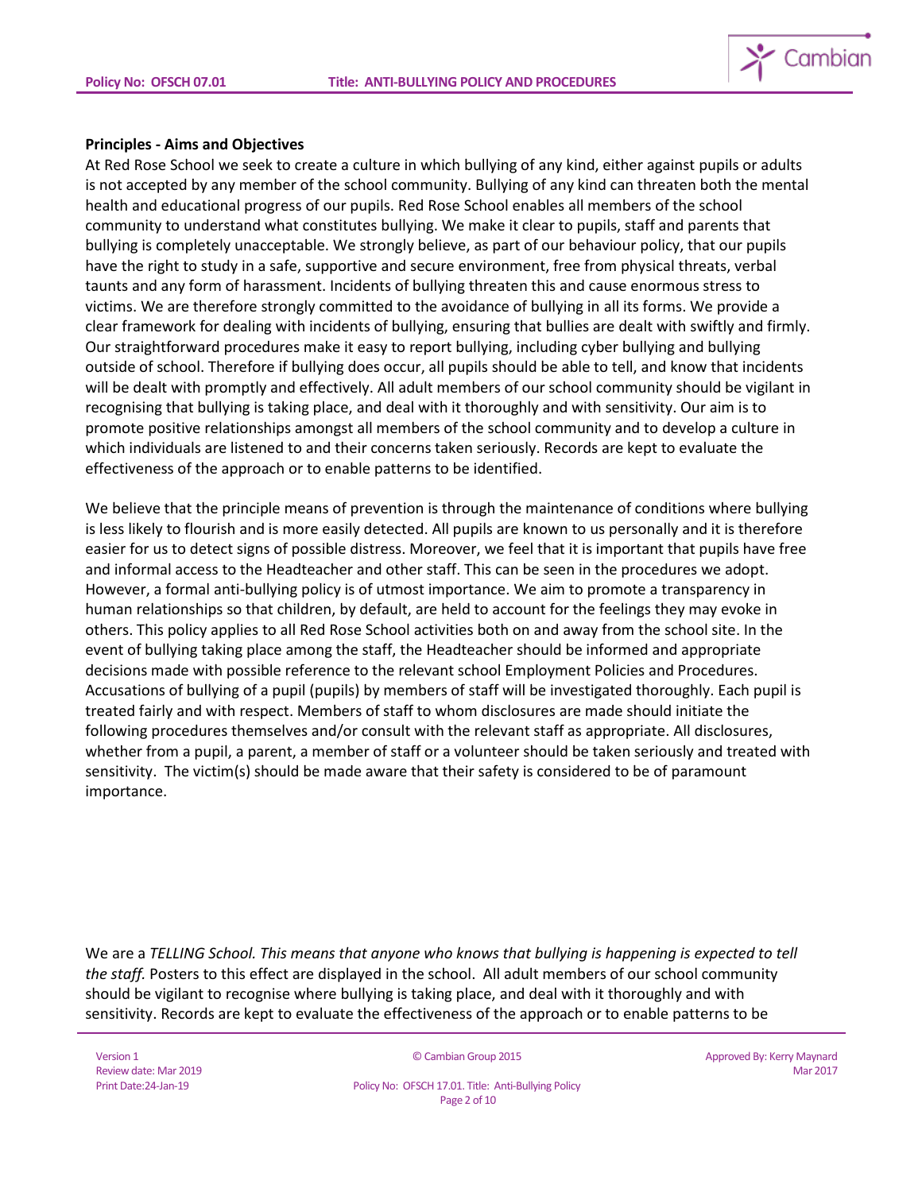**Principles - Aims and Objectives**

At Red Rose School we seek to create a culture in which bullying of any kind, either against pupils or adults is not accepted by any member of the school community. Bullying of any kind can threaten both the mental health and educational progress of our pupils. Red Rose School enables all members of the school community to understand what constitutes bullying. We make it clear to pupils, staff and parents that bullying is completely unacceptable. We strongly believe, as part of our behaviour policy, that our pupils have the right to study in a safe, supportive and secure environment, free from physical threats, verbal taunts and any form of harassment. Incidents of bullying threaten this and cause enormous stress to victims. We are therefore strongly committed to the avoidance of bullying in all its forms. We provide a clear framework for dealing with incidents of bullying, ensuring that bullies are dealt with swiftly and firmly. Our straightforward procedures make it easy to report bullying, including cyber bullying and bullying outside of school. Therefore if bullying does occur, all pupils should be able to tell, and know that incidents will be dealt with promptly and effectively. All adult members of our school community should be vigilant in recognising that bullying is taking place, and deal with it thoroughly and with sensitivity. Our aim is to promote positive relationships amongst all members of the school community and to develop a culture in which individuals are listened to and their concerns taken seriously. Records are kept to evaluate the effectiveness of the approach or to enable patterns to be identified.

We believe that the principle means of prevention is through the maintenance of conditions where bullying is less likely to flourish and is more easily detected. All pupils are known to us personally and it is therefore easier for us to detect signs of possible distress. Moreover, we feel that it is important that pupils have free and informal access to the Headteacher and other staff. This can be seen in the procedures we adopt. However, a formal anti-bullying policy is of utmost importance. We aim to promote a transparency in human relationships so that children, by default, are held to account for the feelings they may evoke in others. This policy applies to all Red Rose School activities both on and away from the school site. In the event of bullying taking place among the staff, the Headteacher should be informed and appropriate decisions made with possible reference to the relevant school Employment Policies and Procedures. Accusations of bullying of a pupil (pupils) by members of staff will be investigated thoroughly. Each pupil is treated fairly and with respect. Members of staff to whom disclosures are made should initiate the following procedures themselves and/or consult with the relevant staff as appropriate. All disclosures, whether from a pupil, a parent, a member of staff or a volunteer should be taken seriously and treated with sensitivity. The victim(s) should be made aware that their safety is considered to be of paramount importance.

We are a *TELLING School. This means that anyone who knows that bullying is happening is expected to tell the staff.* Posters to this effect are displayed in the school. All adult members of our school community should be vigilant to recognise where bullying is taking place, and deal with it thoroughly and with sensitivity. Records are kept to evaluate the effectiveness of the approach or to enable patterns to be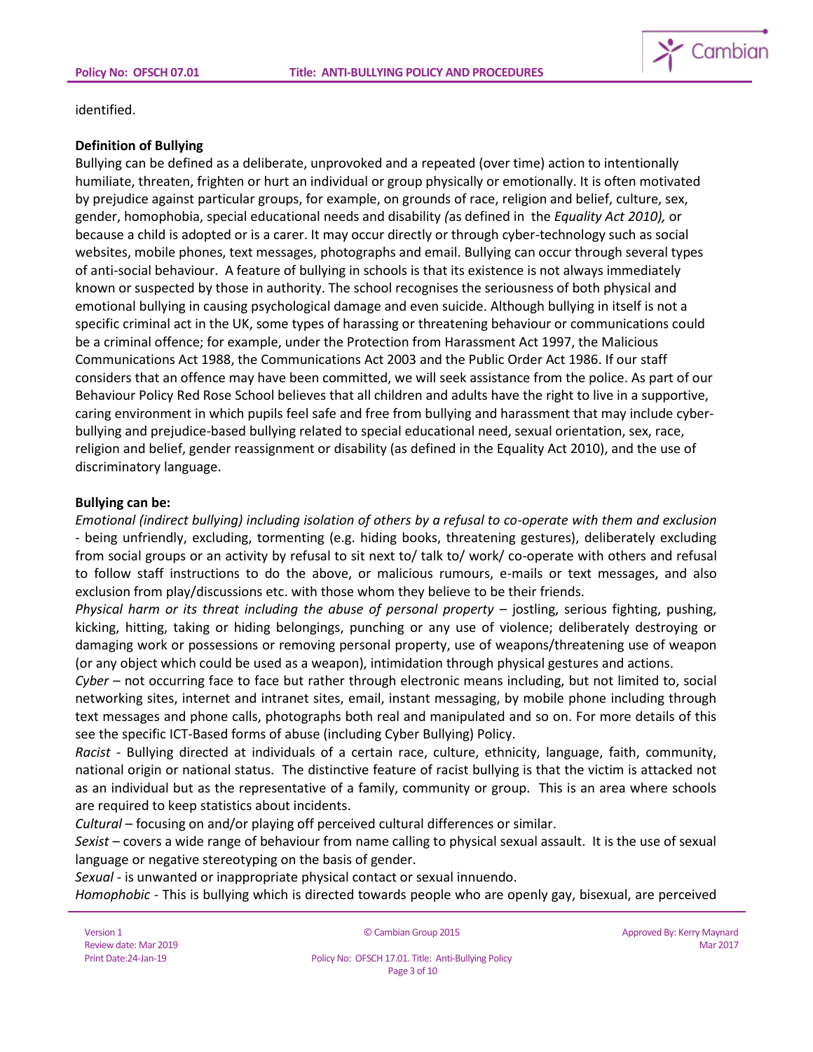identified.

**Definition of Bullying**

Bullying can be defined as a deliberate, unprovoked and a repeated (over time) action to intentionally humiliate, threaten, frighten or hurt an individual or group physically or emotionally. It is often motivated by prejudice against particular groups, for example, on grounds of race, religion and belief, culture, sex, gender, homophobia, special educational needs and disability *(*as defined in the *Equality Act 2010),* or because a child is adopted or is a carer. It may occur directly or through cyber-technology such as social websites, mobile phones, text messages, photographs and email. Bullying can occur through several types of anti-social behaviour. A feature of bullying in schools is that its existence is not always immediately known or suspected by those in authority. The school recognises the seriousness of both physical and emotional bullying in causing psychological damage and even suicide. Although bullying in itself is not a specific criminal act in the UK, some types of harassing or threatening behaviour or communications could be a criminal offence; for example, under the Protection from Harassment Act 1997, the Malicious Communications Act 1988, the Communications Act 2003 and the Public Order Act 1986. If our staff considers that an offence may have been committed, we will seek assistance from the police. As part of our Behaviour Policy Red Rose School believes that all children and adults have the right to live in a supportive, caring environment in which pupils feel safe and free from bullying and harassment that may include cyber-bullying and prejudice-based bullying related to special educational need, sexual orientation, sex, race, religion and belief, gender reassignment or disability (as defined in the Equality Act 2010), and the use of discriminatory language.

**Bullying can be:**

*Emotional (indirect bullying) including isolation of others by a refusal to co-operate with them and exclusion* - being unfriendly, excluding, tormenting (e.g. hiding books, threatening gestures), deliberately excluding from social groups or an activity by refusal to sit next to/ talk to/ work/ co-operate with others and refusal to follow staff instructions to do the above, or malicious rumours, e-mails or text messages, and also exclusion from play/discussions etc. with those whom they believe to be their friends.

*Physical harm or its threat including the abuse of personal property* – jostling, serious fighting, pushing, kicking, hitting, taking or hiding belongings, punching or any use of violence; deliberately destroying or damaging work or possessions or removing personal property, use of weapons/threatening use of weapon (or any object which could be used as a weapon), intimidation through physical gestures and actions.

*Cyber* – not occurring face to face but rather through electronic means including, but not limited to, social networking sites, internet and intranet sites, email, instant messaging, by mobile phone including through text messages and phone calls, photographs both real and manipulated and so on. For more details of this see the specific ICT-Based forms of abuse (including Cyber Bullying) Policy.

*Racist* - Bullying directed at individuals of a certain race, culture, ethnicity, language, faith, community, national origin or national status. The distinctive feature of racist bullying is that the victim is attacked not as an individual but as the representative of a family, community or group. This is an area where schools are required to keep statistics about incidents.

*Cultural* – focusing on and/or playing off perceived cultural differences or similar.

*Sexist* – covers a wide range of behaviour from name calling to physical sexual assault. It is the use of sexual language or negative stereotyping on the basis of gender.

*Sexual* - is unwanted or inappropriate physical contact or sexual innuendo.

*Homophobic* - This is bullying which is directed towards people who are openly gay, bisexual, are perceived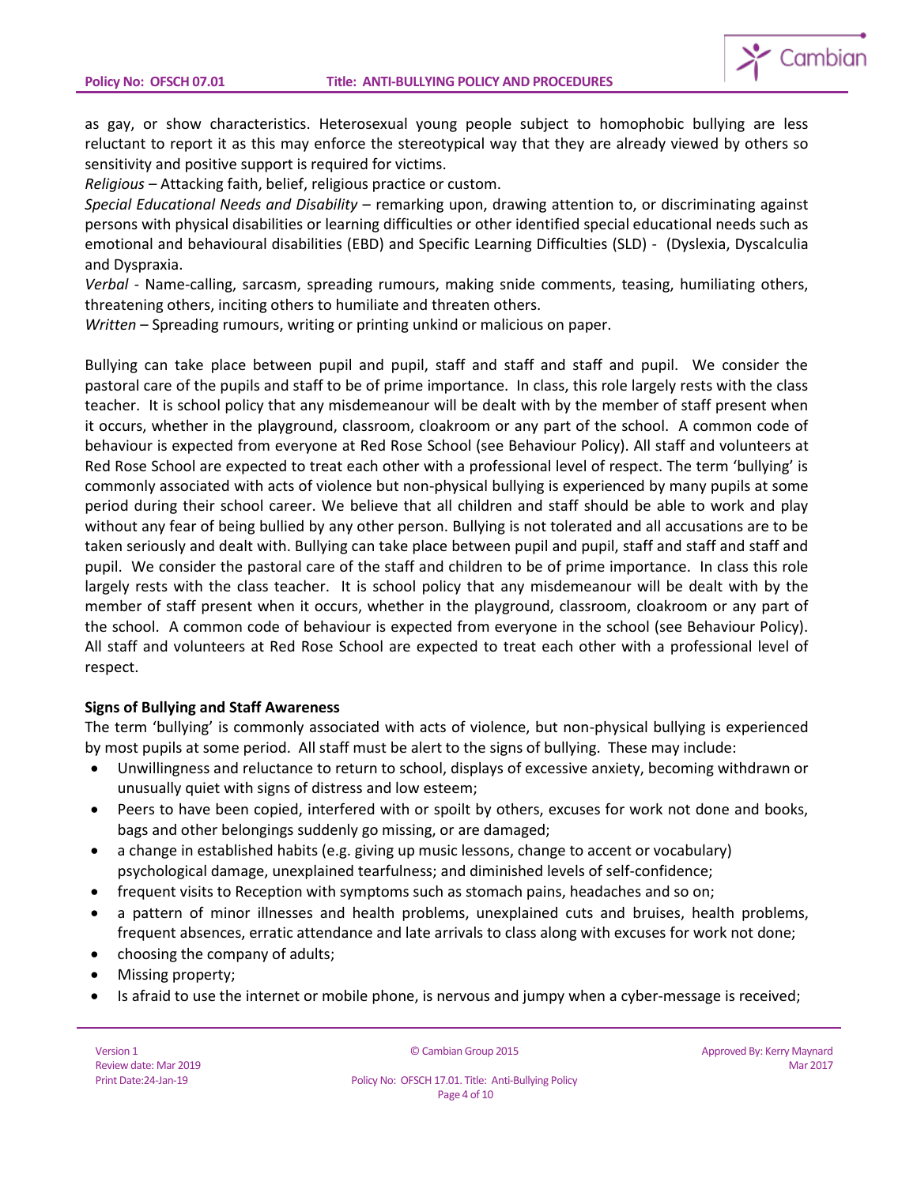as gay, or show characteristics. Heterosexual young people subject to homophobic bullying are less reluctant to report it as this may enforce the stereotypical way that they are already viewed by others so sensitivity and positive support is required for victims.

*Religious* – Attacking faith, belief, religious practice or custom.

*Special Educational Needs and Disability* – remarking upon, drawing attention to, or discriminating against persons with physical disabilities or learning difficulties or other identified special educational needs such as emotional and behavioural disabilities (EBD) and Specific Learning Difficulties (SLD) - (Dyslexia, Dyscalculia and Dyspraxia.

*Verbal* - Name-calling, sarcasm, spreading rumours, making snide comments, teasing, humiliating others, threatening others, inciting others to humiliate and threaten others.

*Written* – Spreading rumours, writing or printing unkind or malicious on paper.

Bullying can take place between pupil and pupil, staff and staff and staff and pupil. We consider the pastoral care of the pupils and staff to be of prime importance. In class, this role largely rests with the class teacher. It is school policy that any misdemeanour will be dealt with by the member of staff present when it occurs, whether in the playground, classroom, cloakroom or any part of the school. A common code of behaviour is expected from everyone at Red Rose School (see Behaviour Policy). All staff and volunteers at Red Rose School are expected to treat each other with a professional level of respect. The term 'bullying' is commonly associated with acts of violence but non-physical bullying is experienced by many pupils at some period during their school career. We believe that all children and staff should be able to work and play without any fear of being bullied by any other person. Bullying is not tolerated and all accusations are to be taken seriously and dealt with. Bullying can take place between pupil and pupil, staff and staff and staff and pupil. We consider the pastoral care of the staff and children to be of prime importance. In class this role largely rests with the class teacher. It is school policy that any misdemeanour will be dealt with by the member of staff present when it occurs, whether in the playground, classroom, cloakroom or any part of the school. A common code of behaviour is expected from everyone in the school (see Behaviour Policy). All staff and volunteers at Red Rose School are expected to treat each other with a professional level of respect.

**Signs of Bullying and Staff Awareness**

The term 'bullying' is commonly associated with acts of violence, but non-physical bullying is experienced by most pupils at some period. All staff must be alert to the signs of bullying. These may include:

- Unwillingness and reluctance to return to school, displays of excessive anxiety, becoming withdrawn or unusually quiet with signs of distress and low esteem;
- Peers to have been copied, interfered with or spoilt by others, excuses for work not done and books, bags and other belongings suddenly go missing, or are damaged;
- a change in established habits (e.g. giving up music lessons, change to accent or vocabulary) psychological damage, unexplained tearfulness; and diminished levels of self-confidence;
- frequent visits to Reception with symptoms such as stomach pains, headaches and so on;
- a pattern of minor illnesses and health problems, unexplained cuts and bruises, health problems, frequent absences, erratic attendance and late arrivals to class along with excuses for work not done;
- choosing the company of adults;
- Missing property;
- Is afraid to use the internet or mobile phone, is nervous and jumpy when a cyber-message is received;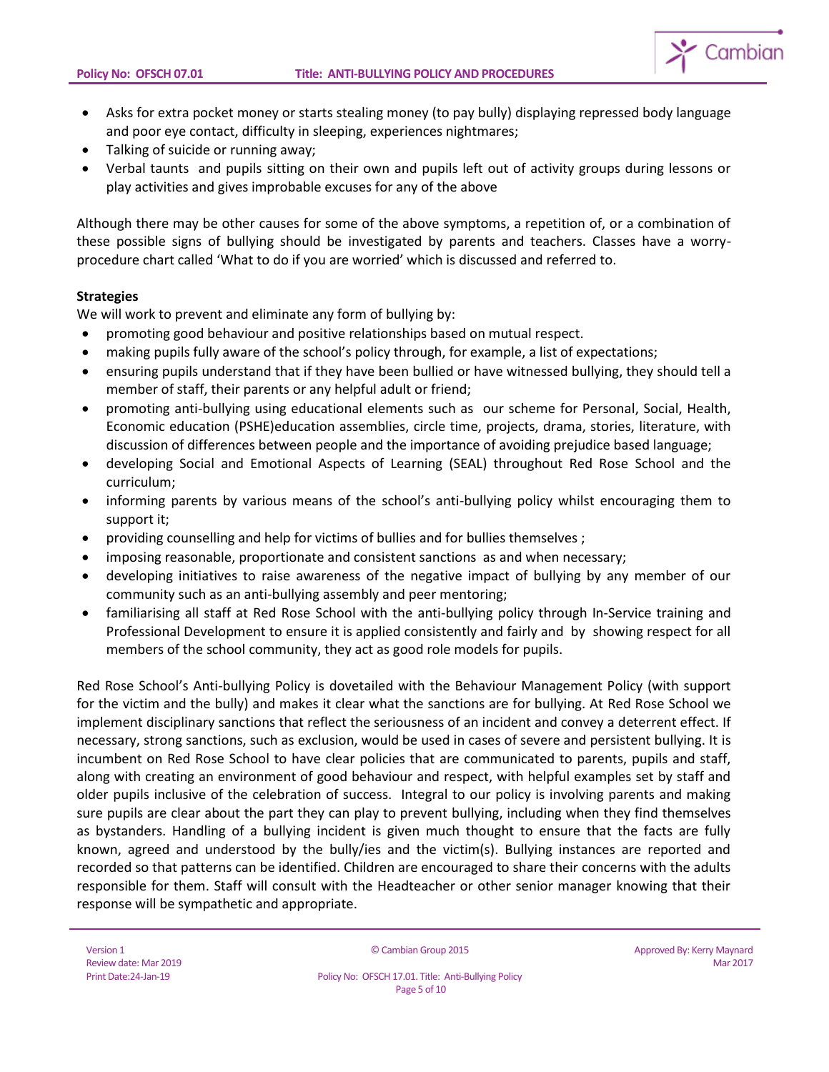- Asks for extra pocket money or starts stealing money (to pay bully) displaying repressed body language and poor eye contact, difficulty in sleeping, experiences nightmares;
- Talking of suicide or running away;
- Verbal taunts and pupils sitting on their own and pupils left out of activity groups during lessons or play activities and gives improbable excuses for any of the above

Although there may be other causes for some of the above symptoms, a repetition of, or a combination of these possible signs of bullying should be investigated by parents and teachers. Classes have a worry-procedure chart called 'What to do if you are worried' which is discussed and referred to.

**Strategies**

We will work to prevent and eliminate any form of bullying by:

- promoting good behaviour and positive relationships based on mutual respect.
- making pupils fully aware of the school's policy through, for example, a list of expectations;
- ensuring pupils understand that if they have been bullied or have witnessed bullying, they should tell a member of staff, their parents or any helpful adult or friend;
- promoting anti-bullying using educational elements such as our scheme for Personal, Social, Health, Economic education (PSHE)education assemblies, circle time, projects, drama, stories, literature, with discussion of differences between people and the importance of avoiding prejudice based language;
- developing Social and Emotional Aspects of Learning (SEAL) throughout Red Rose School and the curriculum;
- informing parents by various means of the school's anti-bullying policy whilst encouraging them to support it;
- providing counselling and help for victims of bullies and for bullies themselves ;
- imposing reasonable, proportionate and consistent sanctions as and when necessary;
- developing initiatives to raise awareness of the negative impact of bullying by any member of our community such as an anti-bullying assembly and peer mentoring;
- familiarising all staff at Red Rose School with the anti-bullying policy through In-Service training and Professional Development to ensure it is applied consistently and fairly and by showing respect for all members of the school community, they act as good role models for pupils.

Red Rose School's Anti-bullying Policy is dovetailed with the Behaviour Management Policy (with support for the victim and the bully) and makes it clear what the sanctions are for bullying. At Red Rose School we implement disciplinary sanctions that reflect the seriousness of an incident and convey a deterrent effect. If necessary, strong sanctions, such as exclusion, would be used in cases of severe and persistent bullying. It is incumbent on Red Rose School to have clear policies that are communicated to parents, pupils and staff, along with creating an environment of good behaviour and respect, with helpful examples set by staff and older pupils inclusive of the celebration of success. Integral to our policy is involving parents and making sure pupils are clear about the part they can play to prevent bullying, including when they find themselves as bystanders. Handling of a bullying incident is given much thought to ensure that the facts are fully known, agreed and understood by the bully/ies and the victim(s). Bullying instances are reported and recorded so that patterns can be identified. Children are encouraged to share their concerns with the adults responsible for them. Staff will consult with the Headteacher or other senior manager knowing that their response will be sympathetic and appropriate.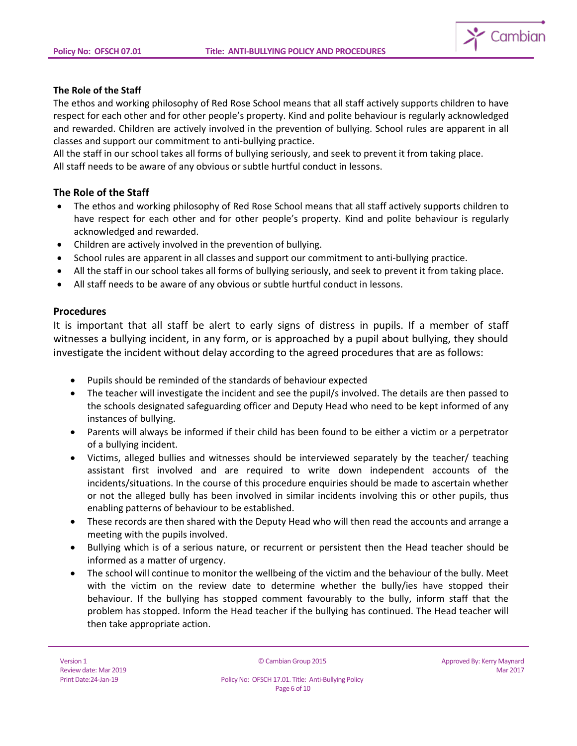### The Role of the Staff

The ethos and working philosophy of Red Rose School means that all staff actively supports children to have respect for each other and for other people's property. Kind and polite behaviour is regularly acknowledged and rewarded. Children are actively involved in the prevention of bullying. School rules are apparent in all classes and support our commitment to anti-bullying practice.
All the staff in our school takes all forms of bullying seriously, and seek to prevent it from taking place.
All staff needs to be aware of any obvious or subtle hurtful conduct in lessons.

### The Role of the Staff

- The ethos and working philosophy of Red Rose School means that all staff actively supports children to have respect for each other and for other people's property. Kind and polite behaviour is regularly acknowledged and rewarded.
- Children are actively involved in the prevention of bullying.
- School rules are apparent in all classes and support our commitment to anti-bullying practice.
- All the staff in our school takes all forms of bullying seriously, and seek to prevent it from taking place.
- All staff needs to be aware of any obvious or subtle hurtful conduct in lessons.

### Procedures

It is important that all staff be alert to early signs of distress in pupils. If a member of staff witnesses a bullying incident, in any form, or is approached by a pupil about bullying, they should investigate the incident without delay according to the agreed procedures that are as follows:

- Pupils should be reminded of the standards of behaviour expected
- The teacher will investigate the incident and see the pupil/s involved. The details are then passed to the schools designated safeguarding officer and Deputy Head who need to be kept informed of any instances of bullying.
- Parents will always be informed if their child has been found to be either a victim or a perpetrator of a bullying incident.
- Victims, alleged bullies and witnesses should be interviewed separately by the teacher/ teaching assistant first involved and are required to write down independent accounts of the incidents/situations. In the course of this procedure enquiries should be made to ascertain whether or not the alleged bully has been involved in similar incidents involving this or other pupils, thus enabling patterns of behaviour to be established.
- These records are then shared with the Deputy Head who will then read the accounts and arrange a meeting with the pupils involved.
- Bullying which is of a serious nature, or recurrent or persistent then the Head teacher should be informed as a matter of urgency.
- The school will continue to monitor the wellbeing of the victim and the behaviour of the bully. Meet with the victim on the review date to determine whether the bully/ies have stopped their behaviour. If the bullying has stopped comment favourably to the bully, inform staff that the problem has stopped. Inform the Head teacher if the bullying has continued. The Head teacher will then take appropriate action.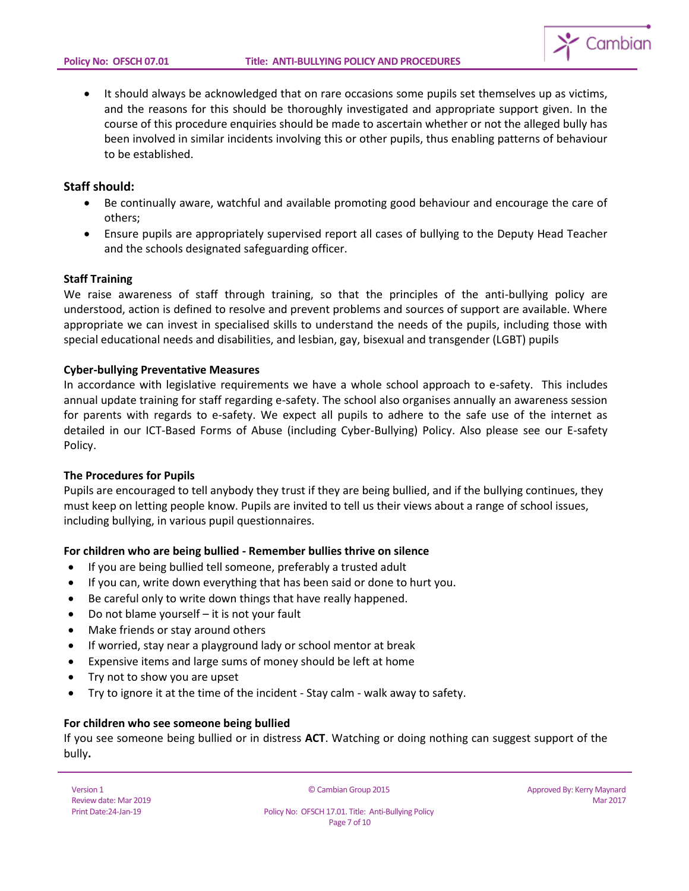- It should always be acknowledged that on rare occasions some pupils set themselves up as victims, and the reasons for this should be thoroughly investigated and appropriate support given. In the course of this procedure enquiries should be made to ascertain whether or not the alleged bully has been involved in similar incidents involving this or other pupils, thus enabling patterns of behaviour to be established.

## Staff should:

- Be continually aware, watchful and available promoting good behaviour and encourage the care of others;
- Ensure pupils are appropriately supervised report all cases of bullying to the Deputy Head Teacher and the schools designated safeguarding officer.

### Staff Training

We raise awareness of staff through training, so that the principles of the anti-bullying policy are understood, action is defined to resolve and prevent problems and sources of support are available. Where appropriate we can invest in specialised skills to understand the needs of the pupils, including those with special educational needs and disabilities, and lesbian, gay, bisexual and transgender (LGBT) pupils

### Cyber-bullying Preventative Measures

In accordance with legislative requirements we have a whole school approach to e-safety. This includes annual update training for staff regarding e-safety. The school also organises annually an awareness session for parents with regards to e-safety. We expect all pupils to adhere to the safe use of the internet as detailed in our ICT-Based Forms of Abuse (including Cyber-Bullying) Policy. Also please see our E-safety Policy.

### The Procedures for Pupils

Pupils are encouraged to tell anybody they trust if they are being bullied, and if the bullying continues, they must keep on letting people know. Pupils are invited to tell us their views about a range of school issues, including bullying, in various pupil questionnaires.

### For children who are being bullied - Remember bullies thrive on silence

- If you are being bullied tell someone, preferably a trusted adult
- If you can, write down everything that has been said or done to hurt you.
- Be careful only to write down things that have really happened.
- Do not blame yourself – it is not your fault
- Make friends or stay around others
- If worried, stay near a playground lady or school mentor at break
- Expensive items and large sums of money should be left at home
- Try not to show you are upset
- Try to ignore it at the time of the incident - Stay calm - walk away to safety.

### For children who see someone being bullied

If you see someone being bullied or in distress **ACT**. Watching or doing nothing can suggest support of the bully**.**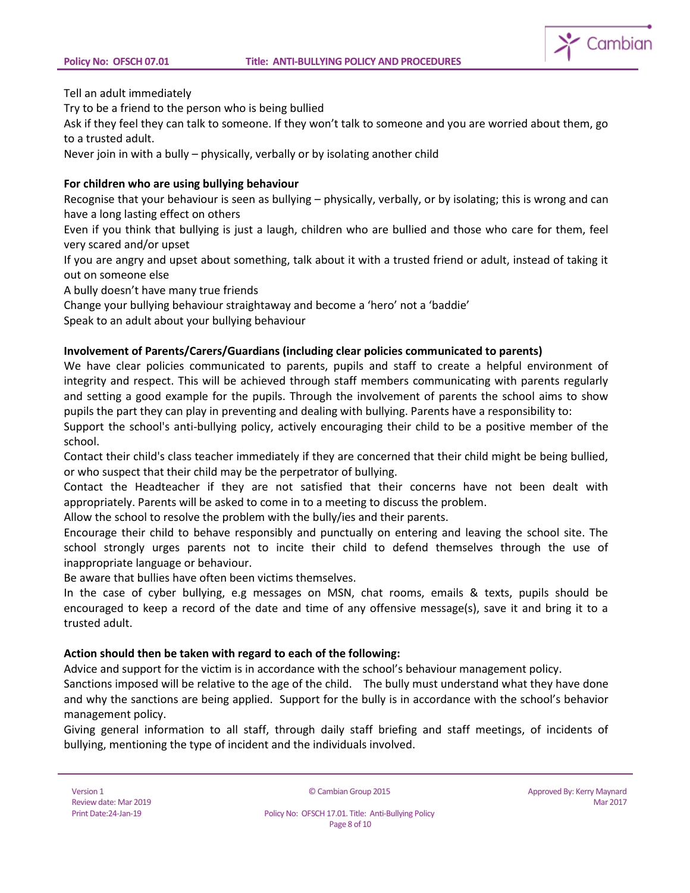Tell an adult immediately

Try to be a friend to the person who is being bullied

Ask if they feel they can talk to someone. If they won't talk to someone and you are worried about them, go to a trusted adult.

Never join in with a bully – physically, verbally or by isolating another child

**For children who are using bullying behaviour**

Recognise that your behaviour is seen as bullying – physically, verbally, or by isolating; this is wrong and can have a long lasting effect on others

Even if you think that bullying is just a laugh, children who are bullied and those who care for them, feel very scared and/or upset

If you are angry and upset about something, talk about it with a trusted friend or adult, instead of taking it out on someone else

A bully doesn't have many true friends

Change your bullying behaviour straightaway and become a 'hero' not a 'baddie'

Speak to an adult about your bullying behaviour

**Involvement of Parents/Carers/Guardians (including clear policies communicated to parents)**

We have clear policies communicated to parents, pupils and staff to create a helpful environment of integrity and respect. This will be achieved through staff members communicating with parents regularly and setting a good example for the pupils. Through the involvement of parents the school aims to show pupils the part they can play in preventing and dealing with bullying. Parents have a responsibility to:

Support the school's anti-bullying policy, actively encouraging their child to be a positive member of the school.

Contact their child's class teacher immediately if they are concerned that their child might be being bullied, or who suspect that their child may be the perpetrator of bullying.

Contact the Headteacher if they are not satisfied that their concerns have not been dealt with appropriately. Parents will be asked to come in to a meeting to discuss the problem.

Allow the school to resolve the problem with the bully/ies and their parents.

Encourage their child to behave responsibly and punctually on entering and leaving the school site. The school strongly urges parents not to incite their child to defend themselves through the use of inappropriate language or behaviour.

Be aware that bullies have often been victims themselves.

In the case of cyber bullying, e.g messages on MSN, chat rooms, emails & texts, pupils should be encouraged to keep a record of the date and time of any offensive message(s), save it and bring it to a trusted adult.

**Action should then be taken with regard to each of the following:**

Advice and support for the victim is in accordance with the school's behaviour management policy.

Sanctions imposed will be relative to the age of the child. The bully must understand what they have done and why the sanctions are being applied. Support for the bully is in accordance with the school's behavior management policy.

Giving general information to all staff, through daily staff briefing and staff meetings, of incidents of bullying, mentioning the type of incident and the individuals involved.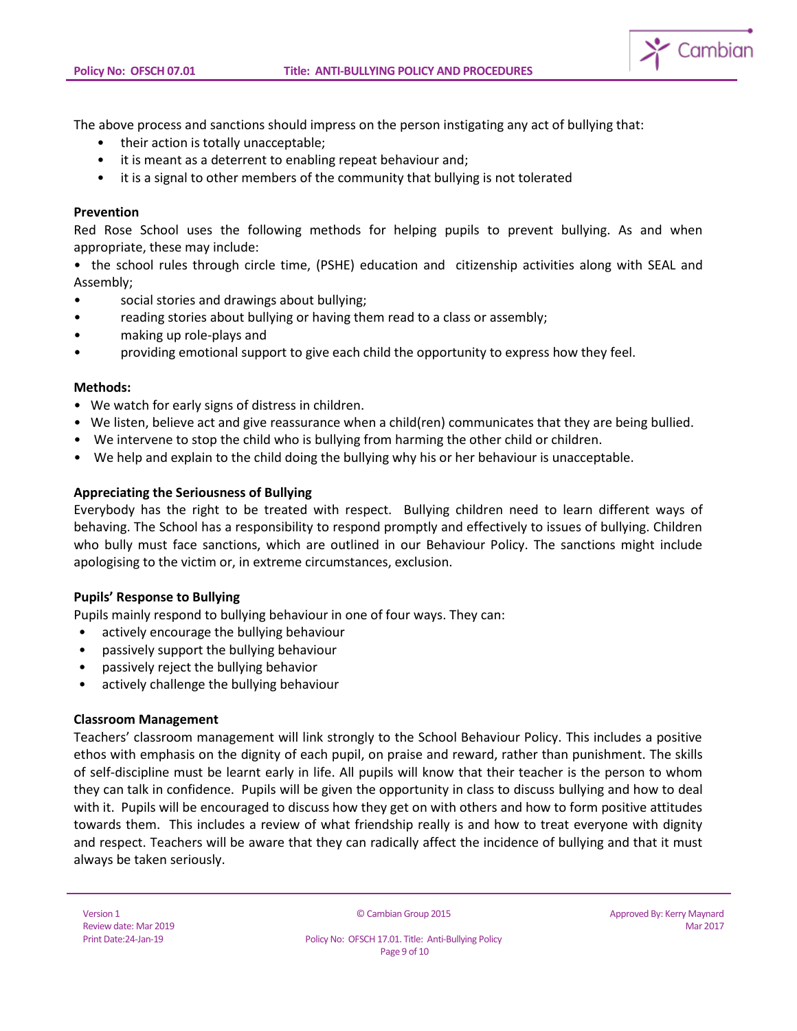The above process and sanctions should impress on the person instigating any act of bullying that:

- their action is totally unacceptable;
- it is meant as a deterrent to enabling repeat behaviour and;
- it is a signal to other members of the community that bullying is not tolerated

**Prevention**

Red Rose School uses the following methods for helping pupils to prevent bullying. As and when appropriate, these may include:

- the school rules through circle time, (PSHE) education and citizenship activities along with SEAL and Assembly;
- social stories and drawings about bullying;
- reading stories about bullying or having them read to a class or assembly;
- making up role-plays and
- providing emotional support to give each child the opportunity to express how they feel.

**Methods:**

- We watch for early signs of distress in children.
- We listen, believe act and give reassurance when a child(ren) communicates that they are being bullied.
- We intervene to stop the child who is bullying from harming the other child or children.
- We help and explain to the child doing the bullying why his or her behaviour is unacceptable.

**Appreciating the Seriousness of Bullying**

Everybody has the right to be treated with respect. Bullying children need to learn different ways of behaving. The School has a responsibility to respond promptly and effectively to issues of bullying. Children who bully must face sanctions, which are outlined in our Behaviour Policy. The sanctions might include apologising to the victim or, in extreme circumstances, exclusion.

**Pupils' Response to Bullying**

Pupils mainly respond to bullying behaviour in one of four ways. They can:

- actively encourage the bullying behaviour
- passively support the bullying behaviour
- passively reject the bullying behavior
- actively challenge the bullying behaviour

**Classroom Management**

Teachers' classroom management will link strongly to the School Behaviour Policy. This includes a positive ethos with emphasis on the dignity of each pupil, on praise and reward, rather than punishment. The skills of self-discipline must be learnt early in life. All pupils will know that their teacher is the person to whom they can talk in confidence. Pupils will be given the opportunity in class to discuss bullying and how to deal with it. Pupils will be encouraged to discuss how they get on with others and how to form positive attitudes towards them. This includes a review of what friendship really is and how to treat everyone with dignity and respect. Teachers will be aware that they can radically affect the incidence of bullying and that it must always be taken seriously.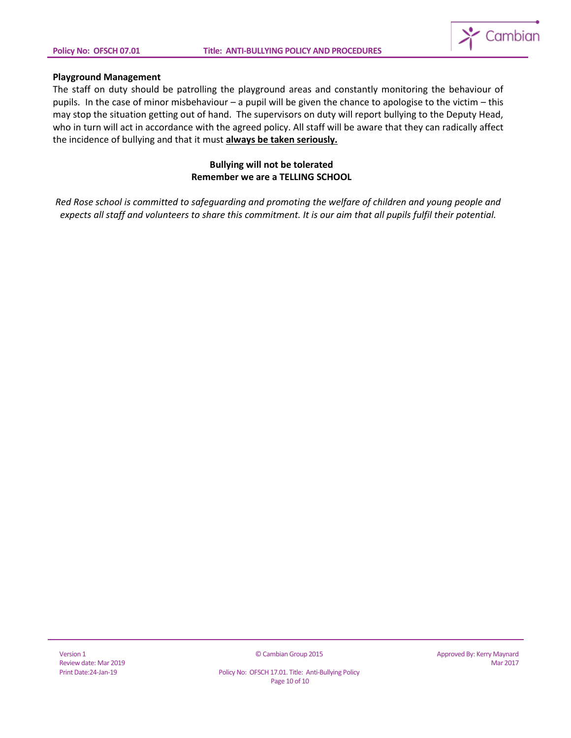**Playground Management**

The staff on duty should be patrolling the playground areas and constantly monitoring the behaviour of pupils. In the case of minor misbehaviour – a pupil will be given the chance to apologise to the victim – this may stop the situation getting out of hand. The supervisors on duty will report bullying to the Deputy Head, who in turn will act in accordance with the agreed policy. All staff will be aware that they can radically affect the incidence of bullying and that it must **always be taken seriously.**

**Bullying will not be tolerated**
**Remember we are a TELLING SCHOOL**

*Red Rose school is committed to safeguarding and promoting the welfare of children and young people and expects all staff and volunteers to share this commitment. It is our aim that all pupils fulfil their potential.*